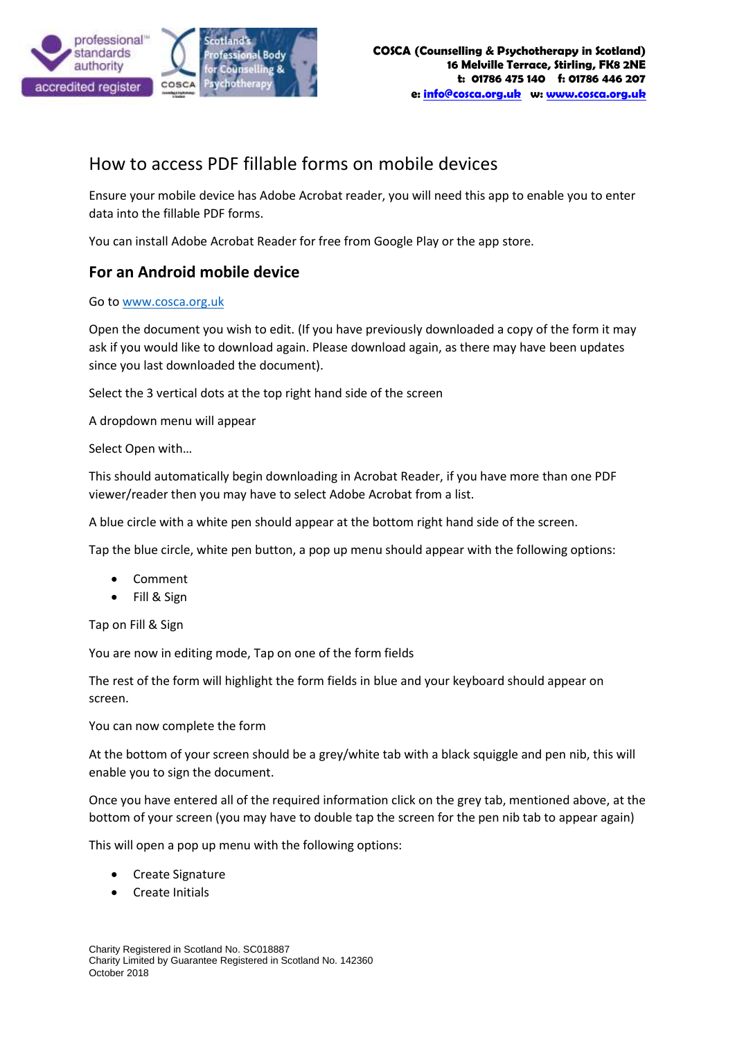COSCA (Counselling & Psychotherapy in Scotland)
16 Melville Terrace, Stirling, FK8 2NE
t: 01786 475 140 f: 01786 446 207
e: info@cosca.org.uk w: www.cosca.org.uk

# How to access PDF fillable forms on mobile devices

Ensure your mobile device has Adobe Acrobat reader, you will need this app to enable you to enter data into the fillable PDF forms.

You can install Adobe Acrobat Reader for free from Google Play or the app store.

## For an Android mobile device

Go to www.cosca.org.uk

Open the document you wish to edit. (If you have previously downloaded a copy of the form it may ask if you would like to download again. Please download again, as there may have been updates since you last downloaded the document).

Select the 3 vertical dots at the top right hand side of the screen

A dropdown menu will appear

Select Open with…

This should automatically begin downloading in Acrobat Reader, if you have more than one PDF viewer/reader then you may have to select Adobe Acrobat from a list.

A blue circle with a white pen should appear at the bottom right hand side of the screen.

Tap the blue circle, white pen button, a pop up menu should appear with the following options:

- Comment
- Fill & Sign

Tap on Fill & Sign

You are now in editing mode, Tap on one of the form fields

The rest of the form will highlight the form fields in blue and your keyboard should appear on screen.

You can now complete the form

At the bottom of your screen should be a grey/white tab with a black squiggle and pen nib, this will enable you to sign the document.

Once you have entered all of the required information click on the grey tab, mentioned above, at the bottom of your screen (you may have to double tap the screen for the pen nib tab to appear again)

This will open a pop up menu with the following options:

- Create Signature
- Create Initials

Charity Registered in Scotland No. SC018887
Charity Limited by Guarantee Registered in Scotland No. 142360
October 2018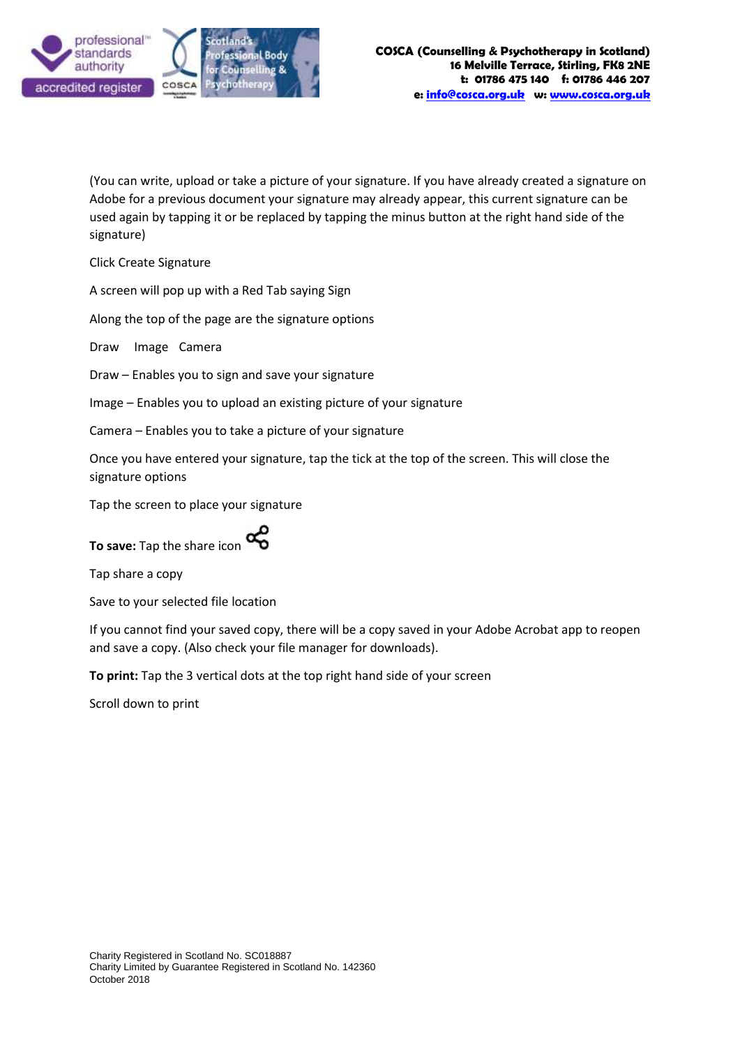(You can write, upload or take a picture of your signature. If you have already created a signature on Adobe for a previous document your signature may already appear, this current signature can be used again by tapping it or be replaced by tapping the minus button at the right hand side of the signature)

Click Create Signature

A screen will pop up with a Red Tab saying Sign

Along the top of the page are the signature options

Draw Image Camera

Draw – Enables you to sign and save your signature

Image – Enables you to upload an existing picture of your signature

Camera – Enables you to take a picture of your signature

Once you have entered your signature, tap the tick at the top of the screen. This will close the signature options

Tap the screen to place your signature

**To save:** Tap the share icon

Tap share a copy

Save to your selected file location

If you cannot find your saved copy, there will be a copy saved in your Adobe Acrobat app to reopen and save a copy. (Also check your file manager for downloads).

**To print:** Tap the 3 vertical dots at the top right hand side of your screen

Scroll down to print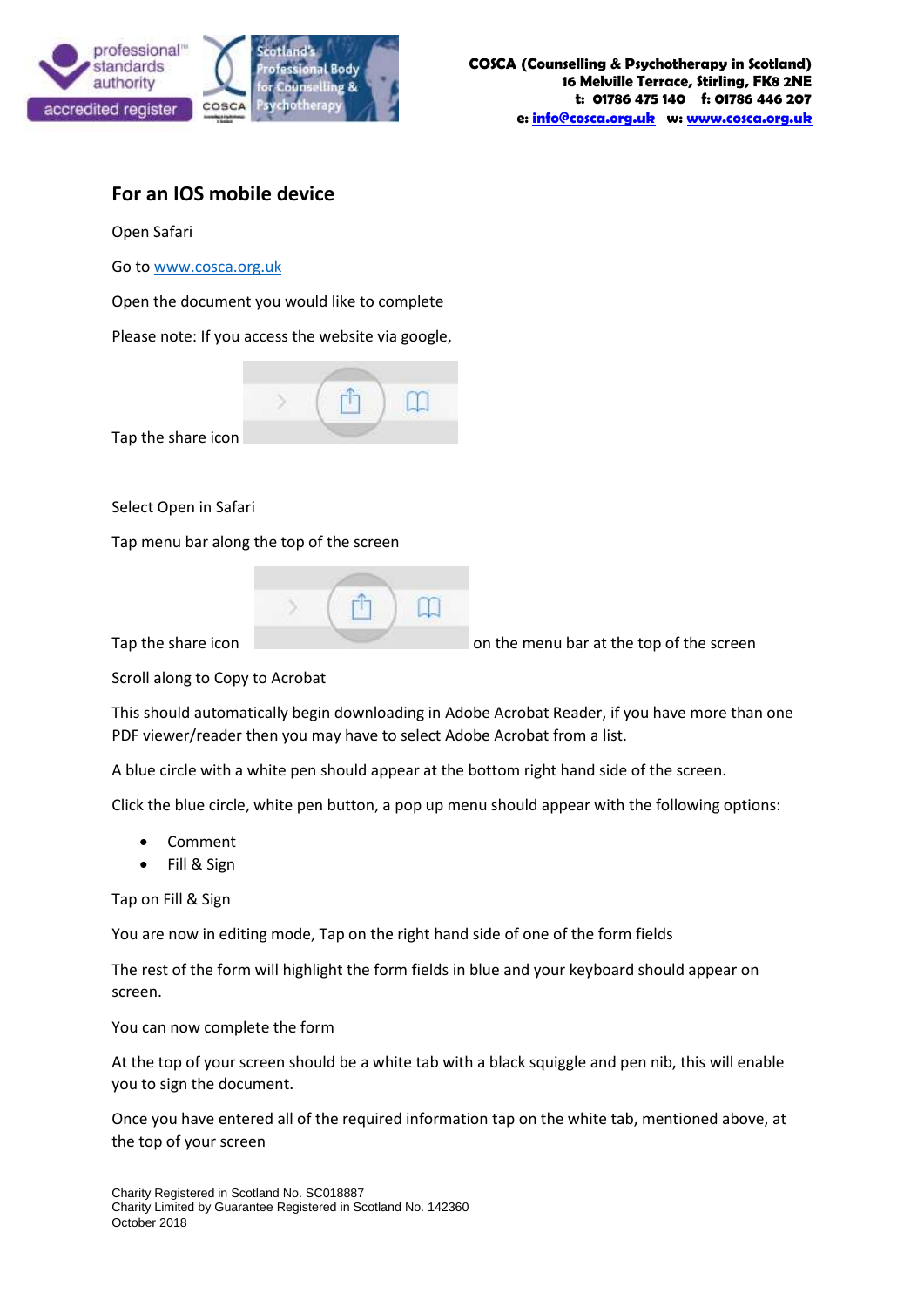## For an IOS mobile device

Open Safari

Go to www.cosca.org.uk

Open the document you would like to complete

Please note: If you access the website via google,

Tap the share icon

Select Open in Safari

Tap menu bar along the top of the screen

Tap the share icon on the menu bar at the top of the screen

Scroll along to Copy to Acrobat

This should automatically begin downloading in Adobe Acrobat Reader, if you have more than one PDF viewer/reader then you may have to select Adobe Acrobat from a list.

A blue circle with a white pen should appear at the bottom right hand side of the screen.

Click the blue circle, white pen button, a pop up menu should appear with the following options:

- Comment
- Fill & Sign

Tap on Fill & Sign

You are now in editing mode, Tap on the right hand side of one of the form fields

The rest of the form will highlight the form fields in blue and your keyboard should appear on screen.

You can now complete the form

At the top of your screen should be a white tab with a black squiggle and pen nib, this will enable you to sign the document.

Once you have entered all of the required information tap on the white tab, mentioned above, at the top of your screen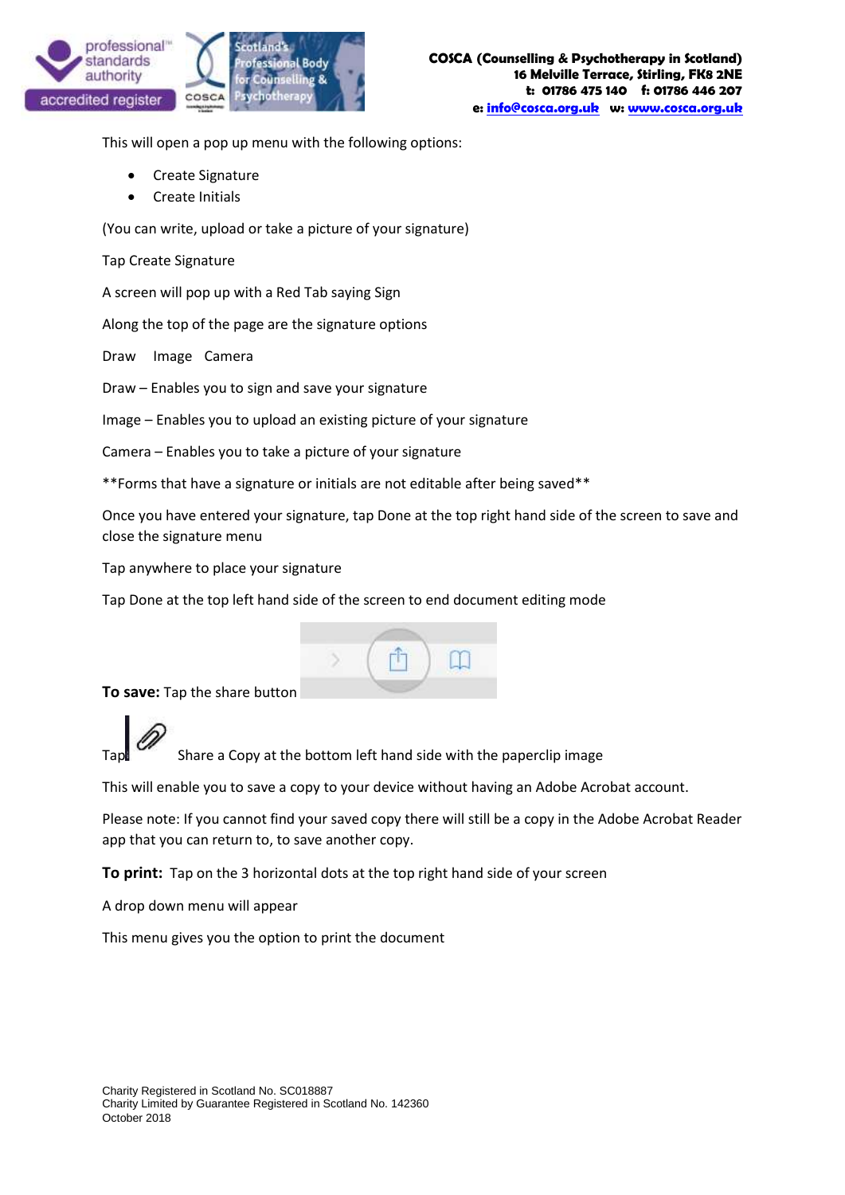This will open a pop up menu with the following options:

- Create Signature
- Create Initials

(You can write, upload or take a picture of your signature)

Tap Create Signature

A screen will pop up with a Red Tab saying Sign

Along the top of the page are the signature options

Draw Image Camera

Draw – Enables you to sign and save your signature

Image – Enables you to upload an existing picture of your signature

Camera – Enables you to take a picture of your signature

**Forms that have a signature or initials are not editable after being saved**

Once you have entered your signature, tap Done at the top right hand side of the screen to save and close the signature menu

Tap anywhere to place your signature

Tap Done at the top left hand side of the screen to end document editing mode

**To save:** Tap the share button

Tap Share a Copy at the bottom left hand side with the paperclip image

This will enable you to save a copy to your device without having an Adobe Acrobat account.

Please note: If you cannot find your saved copy there will still be a copy in the Adobe Acrobat Reader app that you can return to, to save another copy.

**To print:** Tap on the 3 horizontal dots at the top right hand side of your screen

A drop down menu will appear

This menu gives you the option to print the document